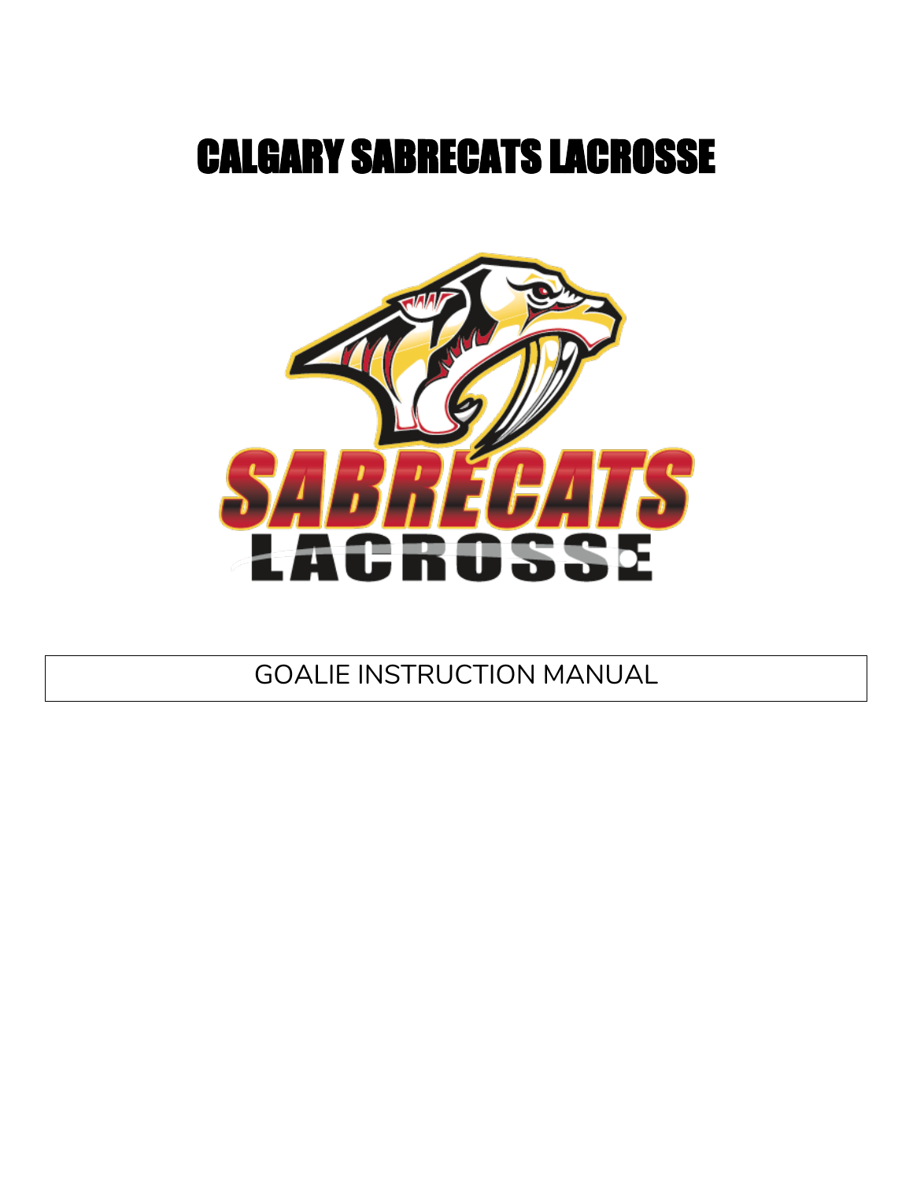# CALGARY SABRECATS LACROSSE

GOALIE INSTRUCTION MANUAL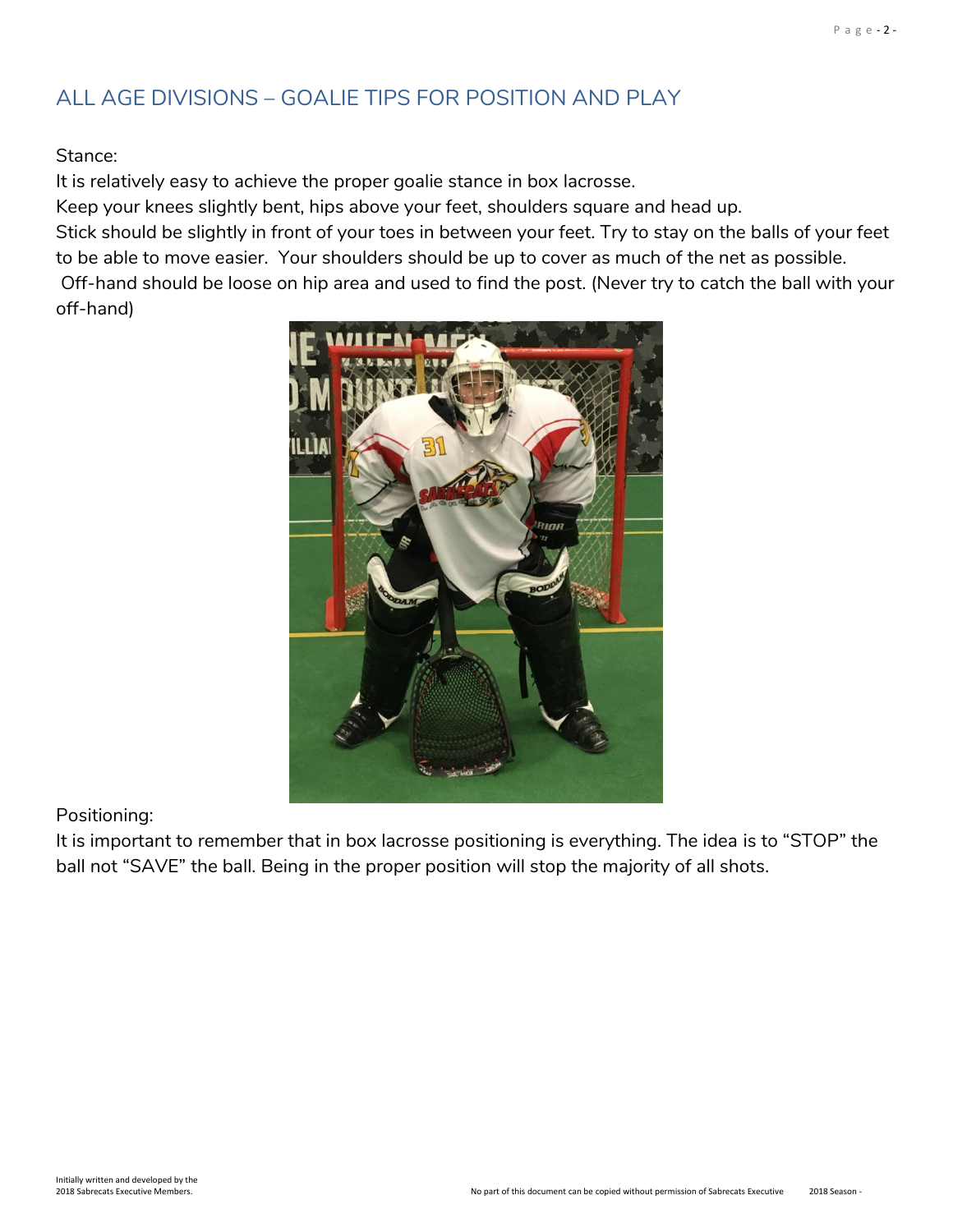## ALL AGE DIVISIONS – GOALIE TIPS FOR POSITION AND PLAY

Stance:
It is relatively easy to achieve the proper goalie stance in box lacrosse.
Keep your knees slightly bent, hips above your feet, shoulders square and head up.
Stick should be slightly in front of your toes in between your feet. Try to stay on the balls of your feet to be able to move easier. Your shoulders should be up to cover as much of the net as possible.
Off-hand should be loose on hip area and used to find the post. (Never try to catch the ball with your off-hand)

Positioning:
It is important to remember that in box lacrosse positioning is everything. The idea is to "STOP" the ball not "SAVE" the ball. Being in the proper position will stop the majority of all shots.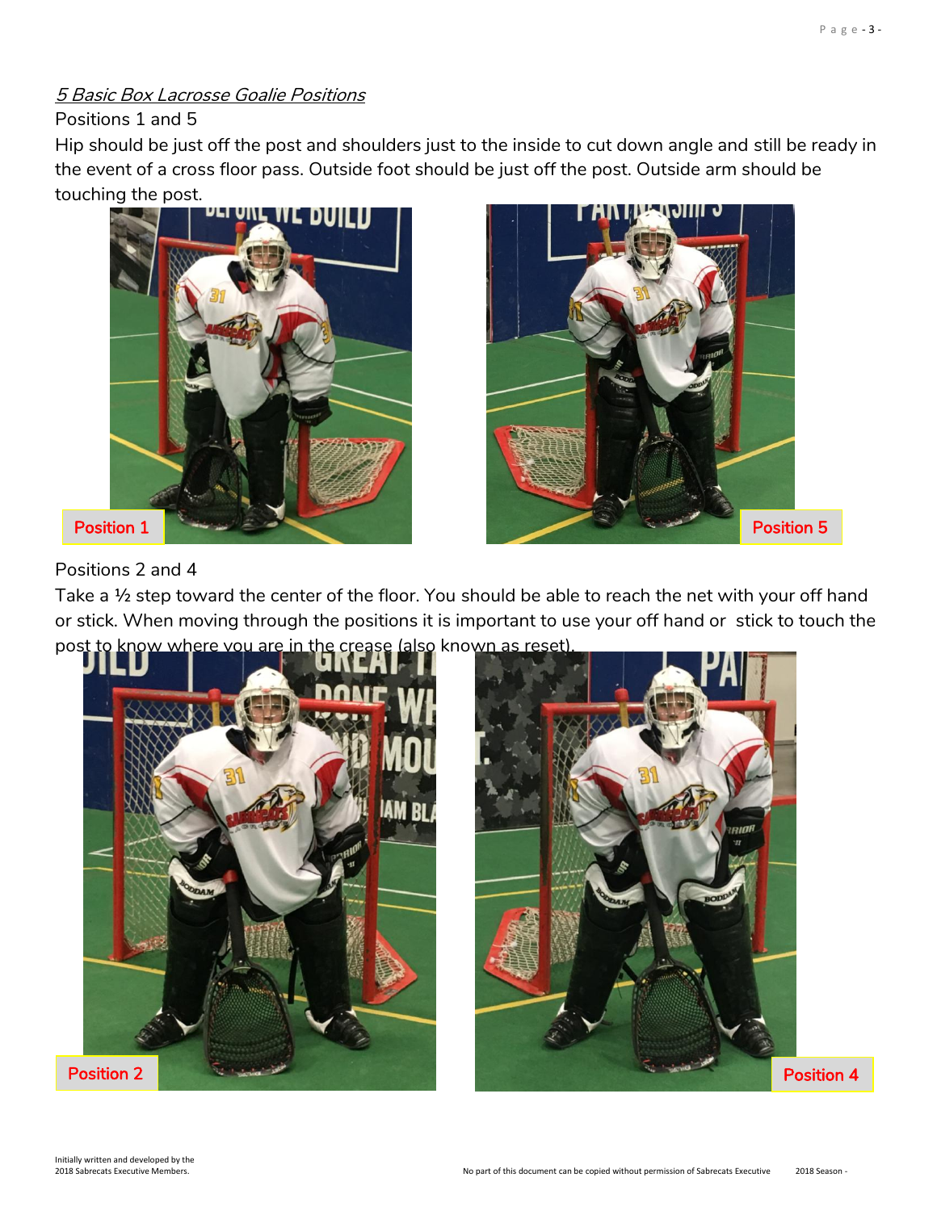*5 Basic Box Lacrosse Goalie Positions*

Positions 1 and 5

Hip should be just off the post and shoulders just to the inside to cut down angle and still be ready in the event of a cross floor pass. Outside foot should be just off the post. Outside arm should be touching the post.

Position 1

Position 5

Positions 2 and 4

Take a ½ step toward the center of the floor. You should be able to reach the net with your off hand or stick. When moving through the positions it is important to use your off hand or stick to touch the post to know where you are in the crease (also known as reset).

Position 2

Position 4

Initially written and developed by the 2018 Sabrecats Executive Members.

No part of this document can be copied without permission of Sabrecats Executive

2018 Season -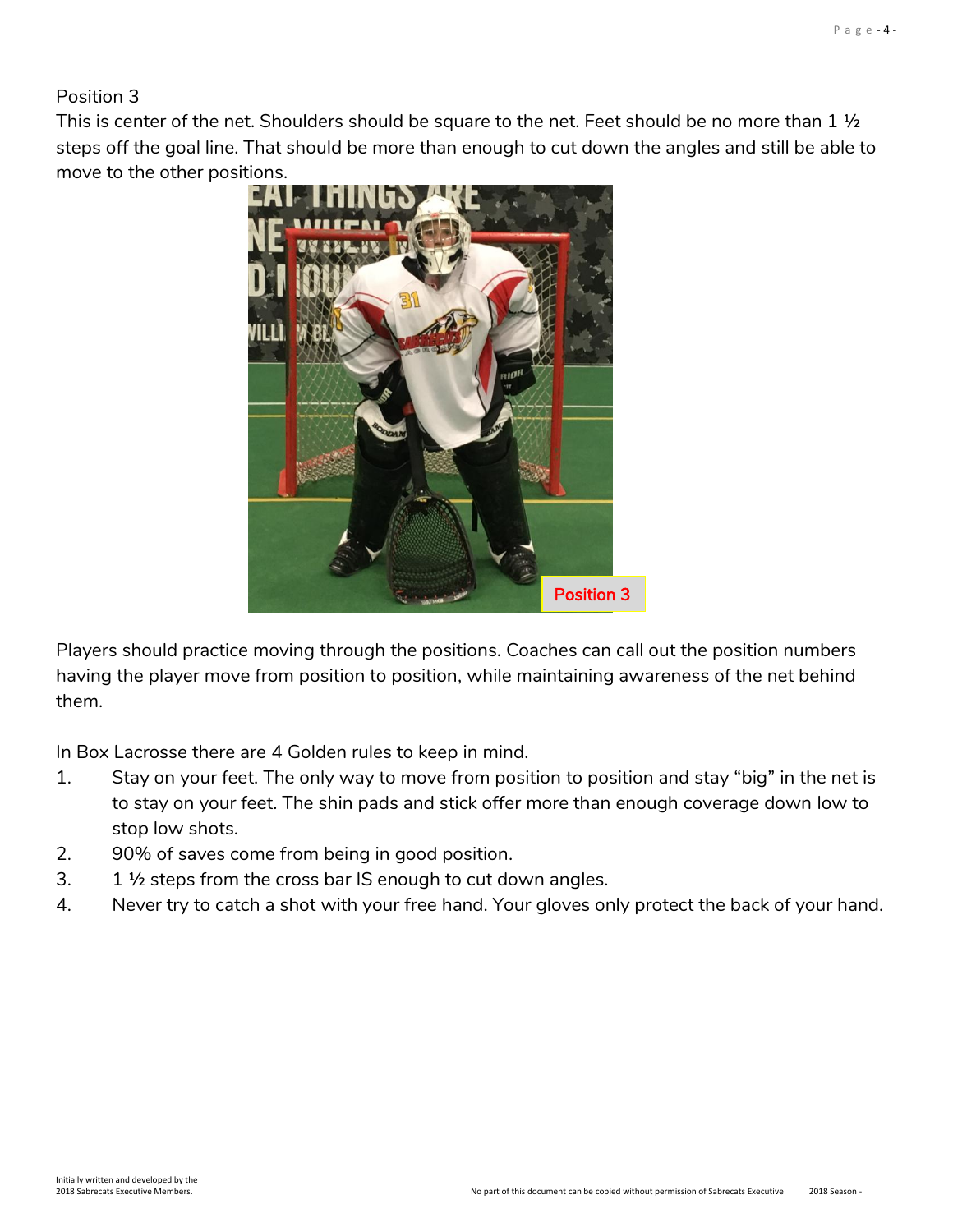Position 3

This is center of the net. Shoulders should be square to the net. Feet should be no more than 1 ½ steps off the goal line. That should be more than enough to cut down the angles and still be able to move to the other positions.

Position 3

Players should practice moving through the positions. Coaches can call out the position numbers having the player move from position to position, while maintaining awareness of the net behind them.

In Box Lacrosse there are 4 Golden rules to keep in mind.

1. Stay on your feet. The only way to move from position to position and stay "big" in the net is to stay on your feet. The shin pads and stick offer more than enough coverage down low to stop low shots.
2. 90% of saves come from being in good position.
3. 1 ½ steps from the cross bar IS enough to cut down angles.
4. Never try to catch a shot with your free hand. Your gloves only protect the back of your hand.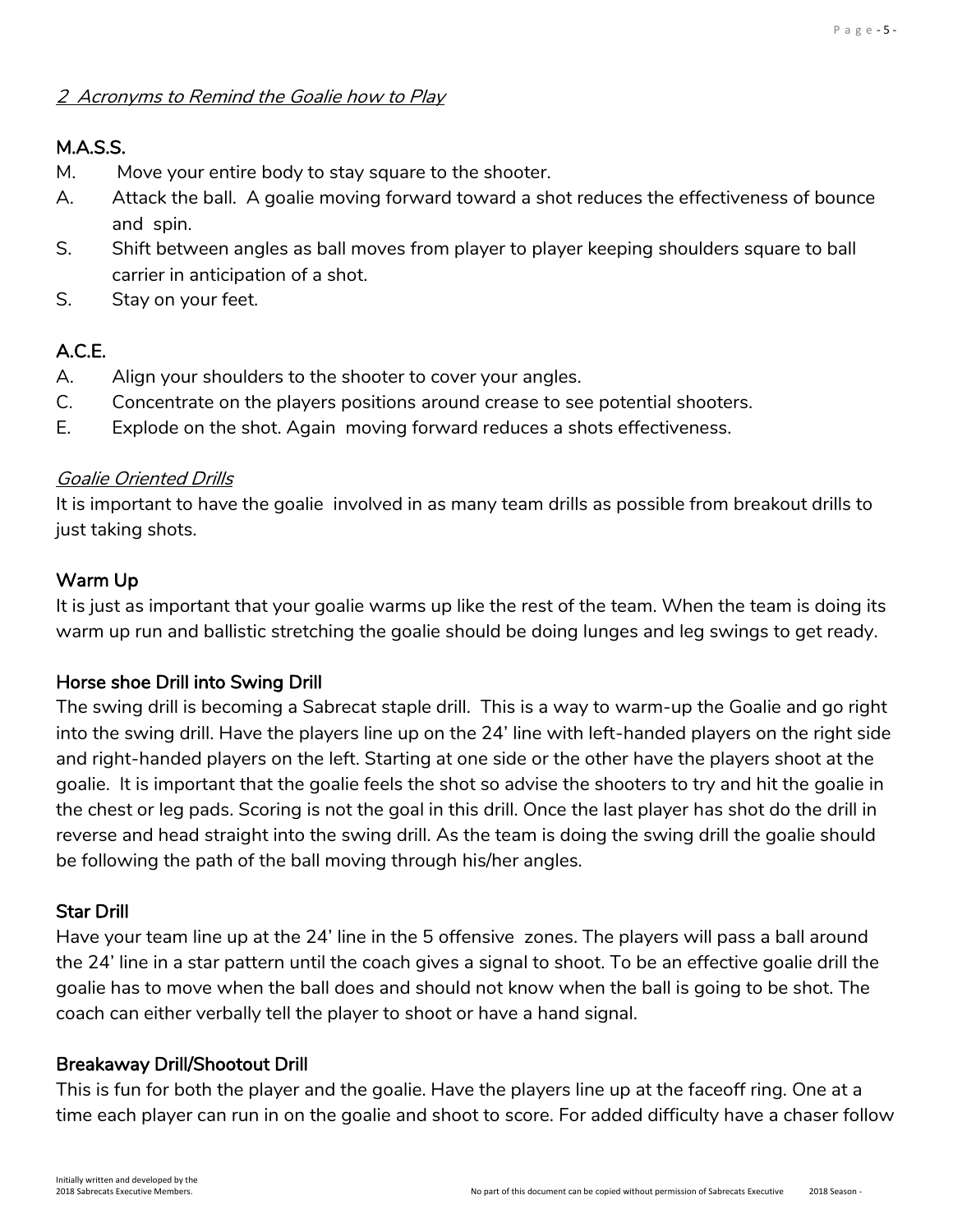*2 Acronyms to Remind the Goalie how to Play*

**M.A.S.S.**

M. Move your entire body to stay square to the shooter.

A. Attack the ball. A goalie moving forward toward a shot reduces the effectiveness of bounce and spin.

S. Shift between angles as ball moves from player to player keeping shoulders square to ball carrier in anticipation of a shot.

S. Stay on your feet.

**A.C.E.**

A. Align your shoulders to the shooter to cover your angles.

C. Concentrate on the players positions around crease to see potential shooters.

E. Explode on the shot. Again moving forward reduces a shots effectiveness.

*Goalie Oriented Drills*

It is important to have the goalie involved in as many team drills as possible from breakout drills to just taking shots.

**Warm Up**

It is just as important that your goalie warms up like the rest of the team. When the team is doing its warm up run and ballistic stretching the goalie should be doing lunges and leg swings to get ready.

**Horse shoe Drill into Swing Drill**

The swing drill is becoming a Sabrecat staple drill. This is a way to warm-up the Goalie and go right into the swing drill. Have the players line up on the 24' line with left-handed players on the right side and right-handed players on the left. Starting at one side or the other have the players shoot at the goalie. It is important that the goalie feels the shot so advise the shooters to try and hit the goalie in the chest or leg pads. Scoring is not the goal in this drill. Once the last player has shot do the drill in reverse and head straight into the swing drill. As the team is doing the swing drill the goalie should be following the path of the ball moving through his/her angles.

**Star Drill**

Have your team line up at the 24' line in the 5 offensive zones. The players will pass a ball around the 24' line in a star pattern until the coach gives a signal to shoot. To be an effective goalie drill the goalie has to move when the ball does and should not know when the ball is going to be shot. The coach can either verbally tell the player to shoot or have a hand signal.

**Breakaway Drill/Shootout Drill**

This is fun for both the player and the goalie. Have the players line up at the faceoff ring. One at a time each player can run in on the goalie and shoot to score. For added difficulty have a chaser follow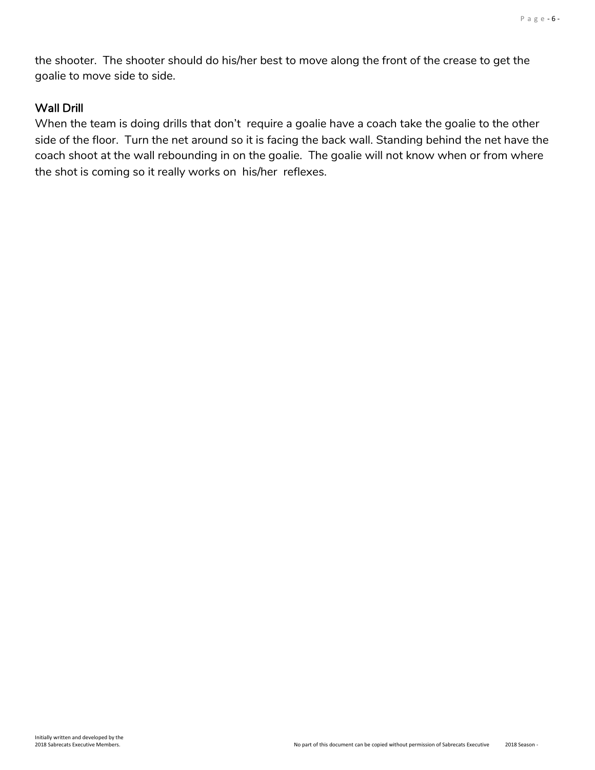the shooter. The shooter should do his/her best to move along the front of the crease to get the goalie to move side to side.

### Wall Drill

When the team is doing drills that don't require a goalie have a coach take the goalie to the other side of the floor. Turn the net around so it is facing the back wall. Standing behind the net have the coach shoot at the wall rebounding in on the goalie. The goalie will not know when or from where the shot is coming so it really works on his/her reflexes.